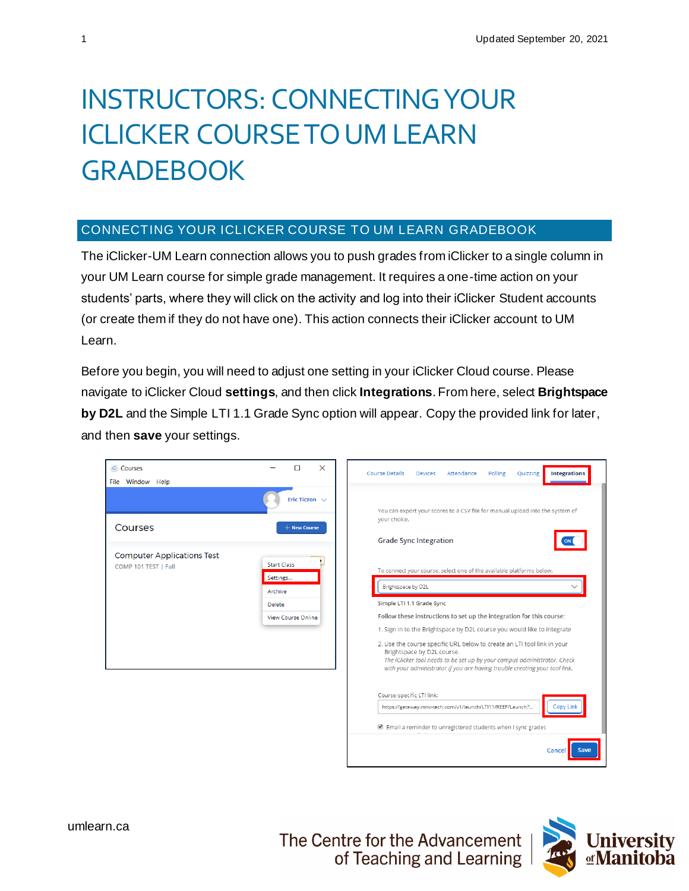# INSTRUCTORS: CONNECTING YOUR ICLICKER COURSE TO UM LEARN GRADEBOOK

## CONNECTING YOUR ICLICKER COURSE TO UM LEARN GRADEBOOK

The iClicker-UM Learn connection allows you to push grades from iClicker to a single column in your UM Learn course for simple grade management. It requires a one-time action on your students' parts, where they will click on the activity and log into their iClicker Student accounts (or create them if they do not have one). This action connects their iClicker account to UM Learn.

Before you begin, you will need to adjust one setting in your iClicker Cloud course. Please navigate to iClicker Cloud **settings**, and then click **Integrations**. From here, select **Brightspace by D2L** and the Simple LTI 1.1 Grade Sync option will appear. Copy the provided link for later, and then **save** your settings.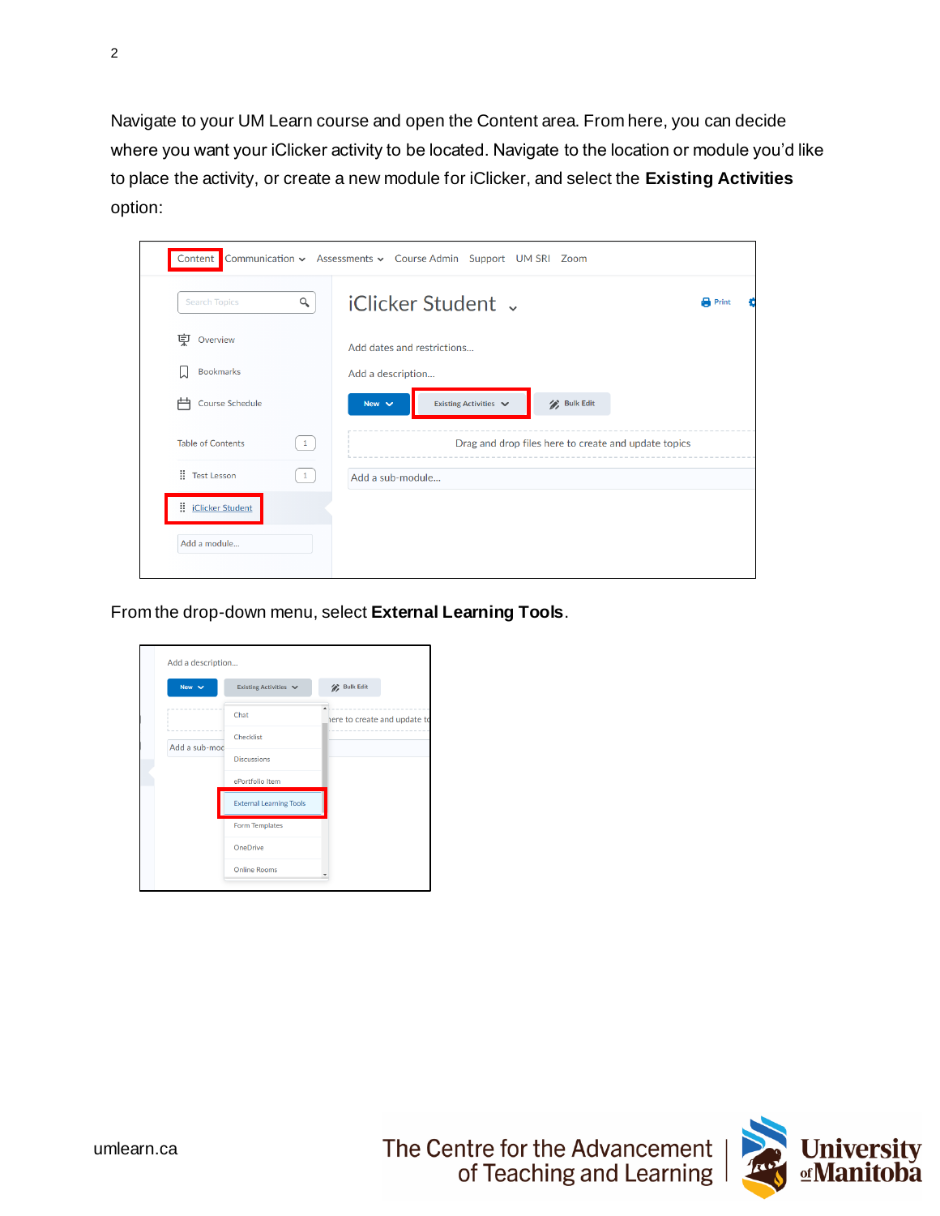Navigate to your UM Learn course and open the Content area. From here, you can decide where you want your iClicker activity to be located. Navigate to the location or module you'd like to place the activity, or create a new module for iClicker, and select the **Existing Activities** option:

From the drop-down menu, select **External Learning Tools**.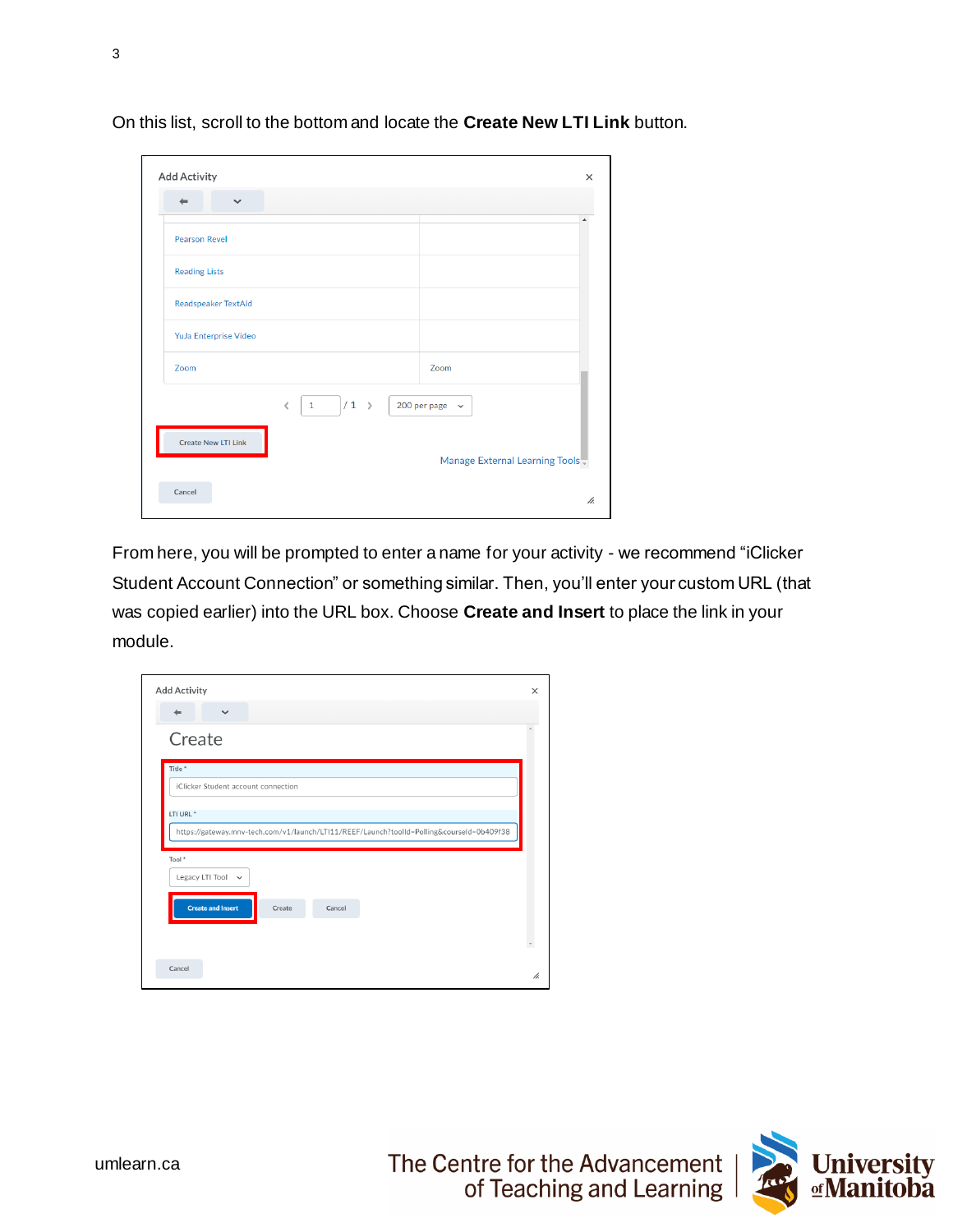On this list, scroll to the bottom and locate the **Create New LTI Link** button.

From here, you will be prompted to enter a name for your activity - we recommend “iClicker Student Account Connection” or something similar. Then, you’ll enter your custom URL (that was copied earlier) into the URL box. Choose **Create and Insert** to place the link in your module.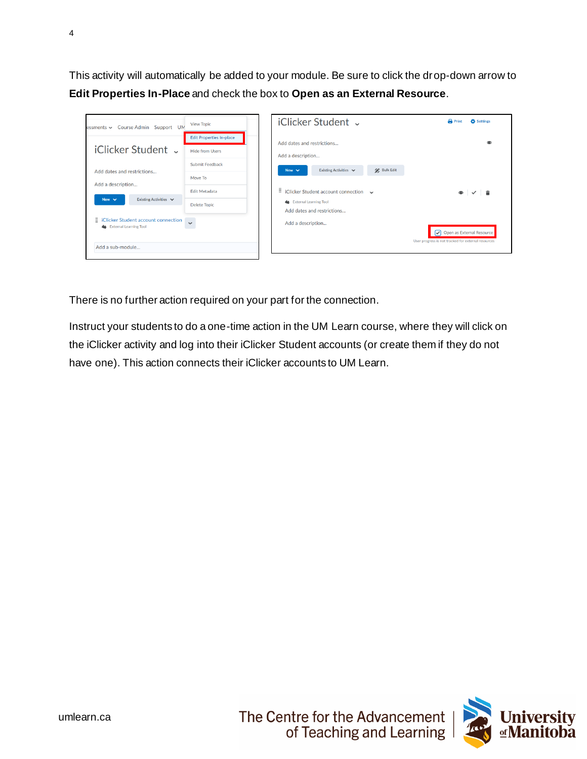This activity will automatically be added to your module. Be sure to click the drop-down arrow to **Edit Properties In-Place** and check the box to **Open as an External Resource**.

There is no further action required on your part for the connection.

Instruct your students to do a one-time action in the UM Learn course, where they will click on the iClicker activity and log into their iClicker Student accounts (or create them if they do not have one). This action connects their iClicker accounts to UM Learn.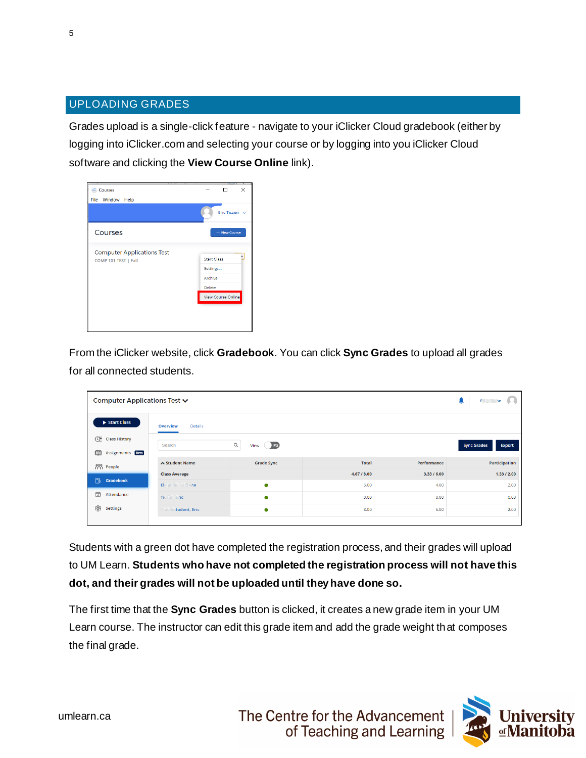## UPLOADING GRADES

Grades upload is a single-click feature - navigate to your iClicker Cloud gradebook (either by logging into iClicker.com and selecting your course or by logging into you iClicker Cloud software and clicking the **View Course Online** link).

From the iClicker website, click **Gradebook**. You can click **Sync Grades** to upload all grades for all connected students.

Students with a green dot have completed the registration process, and their grades will upload to UM Learn. **Students who have not completed the registration process will not have this dot, and their grades will not be uploaded until they have done so.**

The first time that the **Sync Grades** button is clicked, it creates a new grade item in your UM Learn course. The instructor can edit this grade item and add the grade weight that composes the final grade.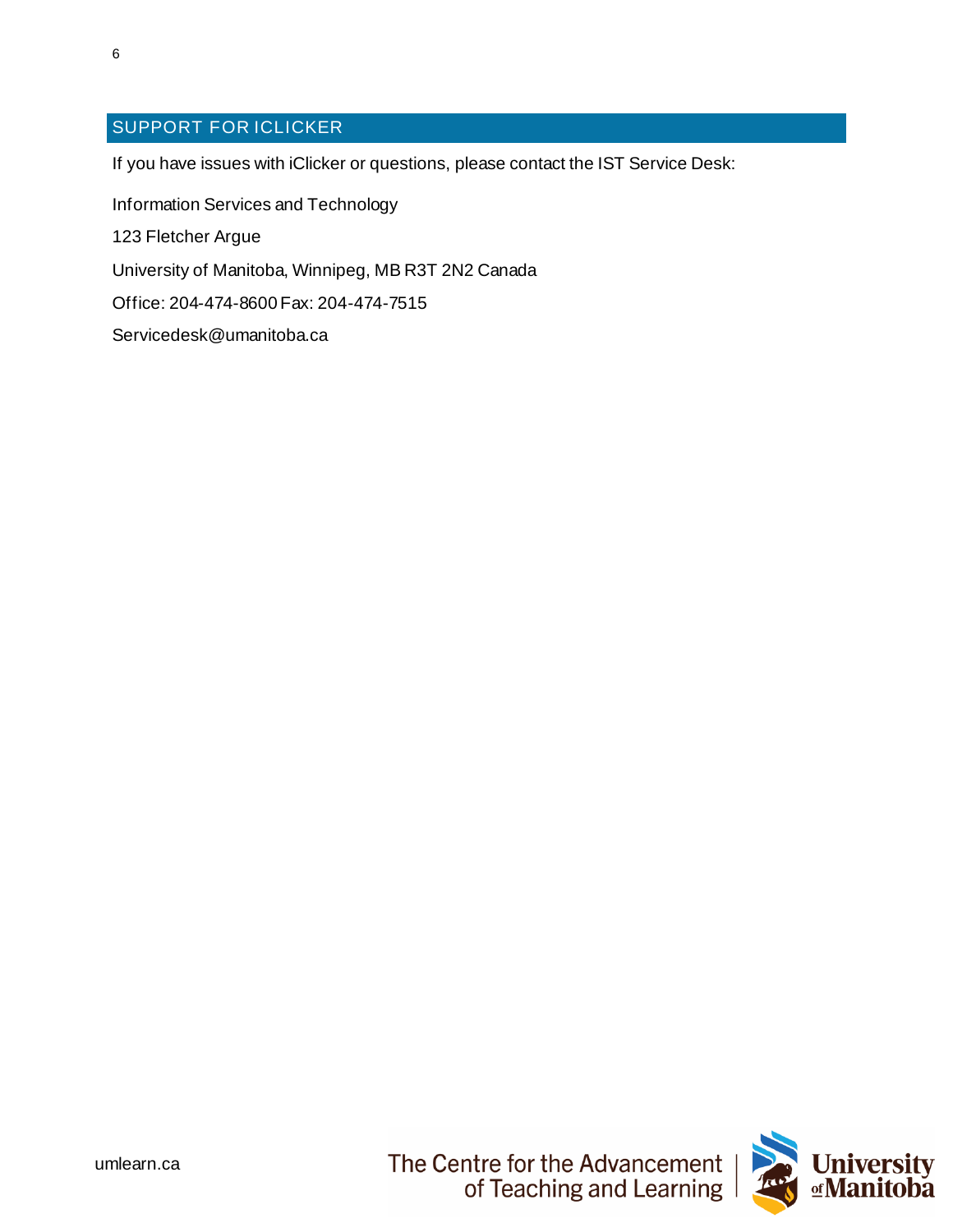## SUPPORT FOR ICLICKER

If you have issues with iClicker or questions, please contact the IST Service Desk:

Information Services and Technology

123 Fletcher Argue

University of Manitoba, Winnipeg, MB R3T 2N2 Canada

Office: 204-474-8600 Fax: 204-474-7515

Servicedesk@umanitoba.ca